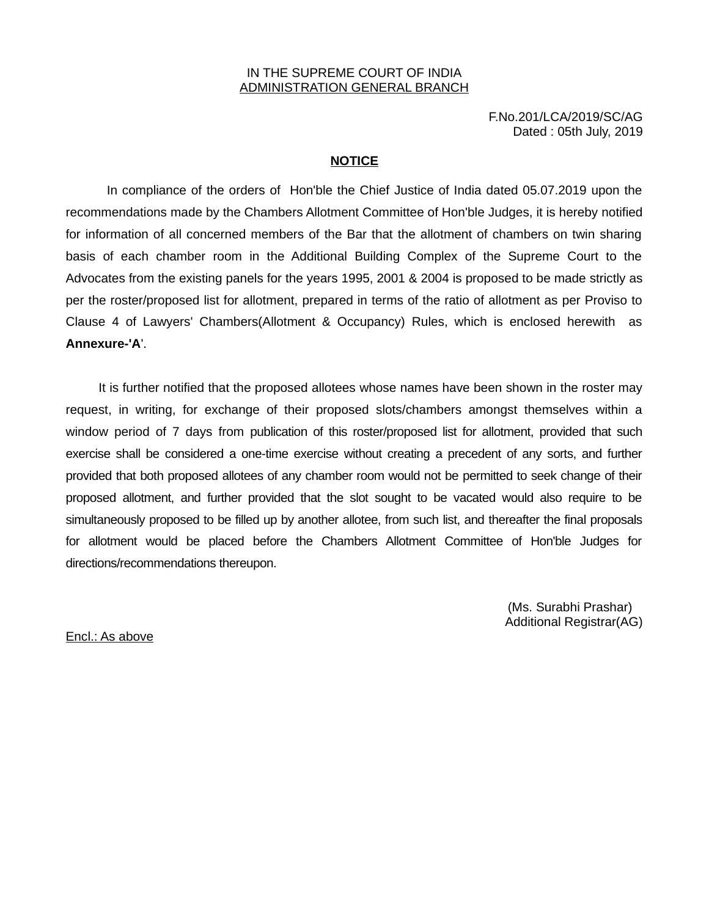IN THE SUPREME COURT OF INDIA
ADMINISTRATION GENERAL BRANCH

F.No.201/LCA/2019/SC/AG
Dated : 05th July, 2019

**NOTICE**

In compliance of the orders of Hon'ble the Chief Justice of India dated 05.07.2019 upon the recommendations made by the Chambers Allotment Committee of Hon'ble Judges, it is hereby notified for information of all concerned members of the Bar that the allotment of chambers on twin sharing basis of each chamber room in the Additional Building Complex of the Supreme Court to the Advocates from the existing panels for the years 1995, 2001 & 2004 is proposed to be made strictly as per the roster/proposed list for allotment, prepared in terms of the ratio of allotment as per Proviso to Clause 4 of Lawyers' Chambers(Allotment & Occupancy) Rules, which is enclosed herewith as **Annexure-'A**'.

It is further notified that the proposed allotees whose names have been shown in the roster may request, in writing, for exchange of their proposed slots/chambers amongst themselves within a window period of 7 days from publication of this roster/proposed list for allotment, provided that such exercise shall be considered a one-time exercise without creating a precedent of any sorts, and further provided that both proposed allotees of any chamber room would not be permitted to seek change of their proposed allotment, and further provided that the slot sought to be vacated would also require to be simultaneously proposed to be filled up by another allotee, from such list, and thereafter the final proposals for allotment would be placed before the Chambers Allotment Committee of Hon'ble Judges for directions/recommendations thereupon.

(Ms. Surabhi Prashar)
Additional Registrar(AG)

Encl.: As above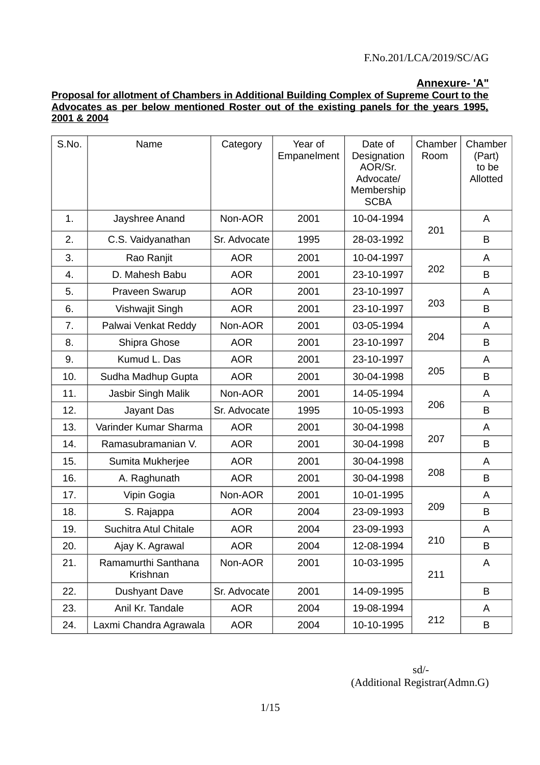F.No.201/LCA/2019/SC/AG

**Annexure- 'A"**

**Proposal for allotment of Chambers in Additional Building Complex of Supreme Court to the Advocates as per below mentioned Roster out of the existing panels for the years 1995, 2001 & 2004**

| S.No. | Name | Category | Year of Empanelment | Date of Designation AOR/Sr. Advocate/ Membership SCBA | Chamber Room | Chamber (Part) to be Allotted |
|---|---|---|---|---|---|---|
| 1. | Jayshree Anand | Non-AOR | 2001 | 10-04-1994 | 201 | A |
| 2. | C.S. Vaidyanathan | Sr. Advocate | 1995 | 28-03-1992 | | B |
| 3. | Rao Ranjit | AOR | 2001 | 10-04-1997 | 202 | A |
| 4. | D. Mahesh Babu | AOR | 2001 | 23-10-1997 | | B |
| 5. | Praveen Swarup | AOR | 2001 | 23-10-1997 | 203 | A |
| 6. | Vishwajit Singh | AOR | 2001 | 23-10-1997 | | B |
| 7. | Palwai Venkat Reddy | Non-AOR | 2001 | 03-05-1994 | 204 | A |
| 8. | Shipra Ghose | AOR | 2001 | 23-10-1997 | | B |
| 9. | Kumud L. Das | AOR | 2001 | 23-10-1997 | 205 | A |
| 10. | Sudha Madhup Gupta | AOR | 2001 | 30-04-1998 | | B |
| 11. | Jasbir Singh Malik | Non-AOR | 2001 | 14-05-1994 | 206 | A |
| 12. | Jayant Das | Sr. Advocate | 1995 | 10-05-1993 | | B |
| 13. | Varinder Kumar Sharma | AOR | 2001 | 30-04-1998 | 207 | A |
| 14. | Ramasubramanian V. | AOR | 2001 | 30-04-1998 | | B |
| 15. | Sumita Mukherjee | AOR | 2001 | 30-04-1998 | 208 | A |
| 16. | A. Raghunath | AOR | 2001 | 30-04-1998 | | B |
| 17. | Vipin Gogia | Non-AOR | 2001 | 10-01-1995 | 209 | A |
| 18. | S. Rajappa | AOR | 2004 | 23-09-1993 | | B |
| 19. | Suchitra Atul Chitale | AOR | 2004 | 23-09-1993 | 210 | A |
| 20. | Ajay K. Agrawal | AOR | 2004 | 12-08-1994 | | B |
| 21. | Ramamurthi Santhana Krishnan | Non-AOR | 2001 | 10-03-1995 | 211 | A |
| 22. | Dushyant Dave | Sr. Advocate | 2001 | 14-09-1995 | | B |
| 23. | Anil Kr. Tandale | AOR | 2004 | 19-08-1994 | 212 | A |
| 24. | Laxmi Chandra Agrawala | AOR | 2004 | 10-10-1995 | | B |

sd/-
(Additional Registrar(Admn.G)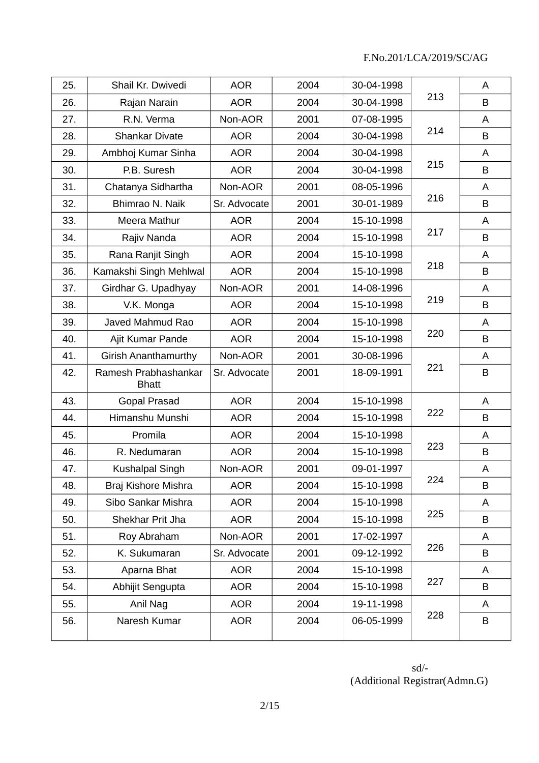F.No.201/LCA/2019/SC/AG

| | | | | | | |
|---|---|---|---|---|---|---|
| 25. | Shail Kr. Dwivedi | AOR | 2004 | 30-04-1998 | 213 | A |
| 26. | Rajan Narain | AOR | 2004 | 30-04-1998 | | B |
| 27. | R.N. Verma | Non-AOR | 2001 | 07-08-1995 | 214 | A |
| 28. | Shankar Divate | AOR | 2004 | 30-04-1998 | | B |
| 29. | Ambhoj Kumar Sinha | AOR | 2004 | 30-04-1998 | 215 | A |
| 30. | P.B. Suresh | AOR | 2004 | 30-04-1998 | | B |
| 31. | Chatanya Sidhartha | Non-AOR | 2001 | 08-05-1996 | 216 | A |
| 32. | Bhimrao N. Naik | Sr. Advocate | 2001 | 30-01-1989 | | B |
| 33. | Meera Mathur | AOR | 2004 | 15-10-1998 | 217 | A |
| 34. | Rajiv Nanda | AOR | 2004 | 15-10-1998 | | B |
| 35. | Rana Ranjit Singh | AOR | 2004 | 15-10-1998 | 218 | A |
| 36. | Kamakshi Singh Mehlwal | AOR | 2004 | 15-10-1998 | | B |
| 37. | Girdhar G. Upadhyay | Non-AOR | 2001 | 14-08-1996 | 219 | A |
| 38. | V.K. Monga | AOR | 2004 | 15-10-1998 | | B |
| 39. | Javed Mahmud Rao | AOR | 2004 | 15-10-1998 | 220 | A |
| 40. | Ajit Kumar Pande | AOR | 2004 | 15-10-1998 | | B |
| 41. | Girish Ananthamurthy | Non-AOR | 2001 | 30-08-1996 | 221 | A |
| 42. | Ramesh Prabhashankar Bhatt | Sr. Advocate | 2001 | 18-09-1991 | | B |
| 43. | Gopal Prasad | AOR | 2004 | 15-10-1998 | 222 | A |
| 44. | Himanshu Munshi | AOR | 2004 | 15-10-1998 | | B |
| 45. | Promila | AOR | 2004 | 15-10-1998 | 223 | A |
| 46. | R. Nedumaran | AOR | 2004 | 15-10-1998 | | B |
| 47. | Kushalpal Singh | Non-AOR | 2001 | 09-01-1997 | 224 | A |
| 48. | Braj Kishore Mishra | AOR | 2004 | 15-10-1998 | | B |
| 49. | Sibo Sankar Mishra | AOR | 2004 | 15-10-1998 | 225 | A |
| 50. | Shekhar Prit Jha | AOR | 2004 | 15-10-1998 | | B |
| 51. | Roy Abraham | Non-AOR | 2001 | 17-02-1997 | 226 | A |
| 52. | K. Sukumaran | Sr. Advocate | 2001 | 09-12-1992 | | B |
| 53. | Aparna Bhat | AOR | 2004 | 15-10-1998 | 227 | A |
| 54. | Abhijit Sengupta | AOR | 2004 | 15-10-1998 | | B |
| 55. | Anil Nag | AOR | 2004 | 19-11-1998 | 228 | A |
| 56. | Naresh Kumar | AOR | 2004 | 06-05-1999 | | B |

sd/-
(Additional Registrar(Admn.G)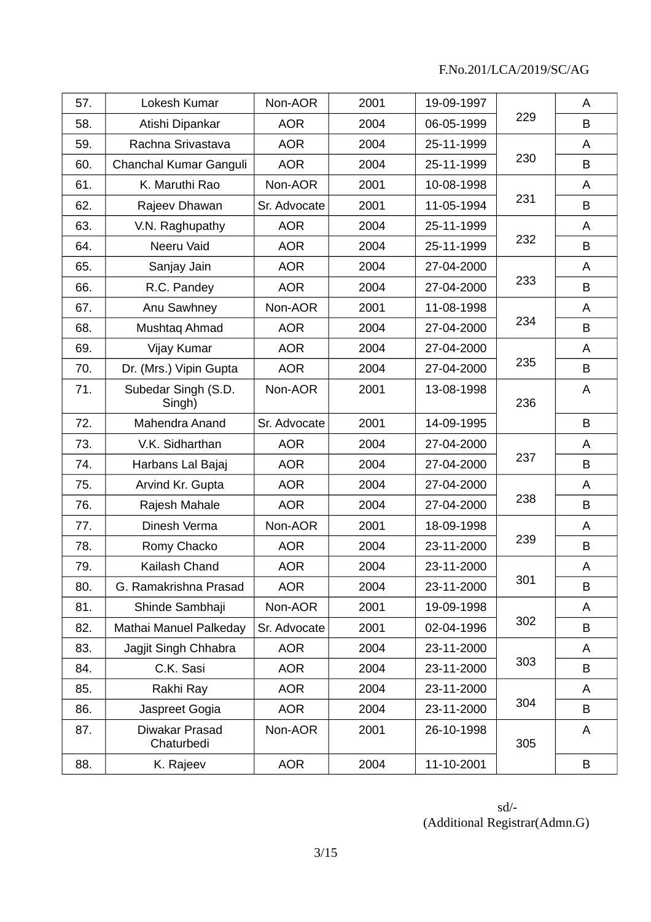F.No.201/LCA/2019/SC/AG

| | | | | | | |
|---|---|---|---|---|---|---|
| 57. | Lokesh Kumar | Non-AOR | 2001 | 19-09-1997 | 229 | A |
| 58. | Atishi Dipankar | AOR | 2004 | 06-05-1999 | | B |
| 59. | Rachna Srivastava | AOR | 2004 | 25-11-1999 | 230 | A |
| 60. | Chanchal Kumar Ganguli | AOR | 2004 | 25-11-1999 | | B |
| 61. | K. Maruthi Rao | Non-AOR | 2001 | 10-08-1998 | 231 | A |
| 62. | Rajeev Dhawan | Sr. Advocate | 2001 | 11-05-1994 | | B |
| 63. | V.N. Raghupathy | AOR | 2004 | 25-11-1999 | 232 | A |
| 64. | Neeru Vaid | AOR | 2004 | 25-11-1999 | | B |
| 65. | Sanjay Jain | AOR | 2004 | 27-04-2000 | 233 | A |
| 66. | R.C. Pandey | AOR | 2004 | 27-04-2000 | | B |
| 67. | Anu Sawhney | Non-AOR | 2001 | 11-08-1998 | 234 | A |
| 68. | Mushtaq Ahmad | AOR | 2004 | 27-04-2000 | | B |
| 69. | Vijay Kumar | AOR | 2004 | 27-04-2000 | 235 | A |
| 70. | Dr. (Mrs.) Vipin Gupta | AOR | 2004 | 27-04-2000 | | B |
| 71. | Subedar Singh (S.D. Singh) | Non-AOR | 2001 | 13-08-1998 | 236 | A |
| 72. | Mahendra Anand | Sr. Advocate | 2001 | 14-09-1995 | | B |
| 73. | V.K. Sidharthan | AOR | 2004 | 27-04-2000 | 237 | A |
| 74. | Harbans Lal Bajaj | AOR | 2004 | 27-04-2000 | | B |
| 75. | Arvind Kr. Gupta | AOR | 2004 | 27-04-2000 | 238 | A |
| 76. | Rajesh Mahale | AOR | 2004 | 27-04-2000 | | B |
| 77. | Dinesh Verma | Non-AOR | 2001 | 18-09-1998 | 239 | A |
| 78. | Romy Chacko | AOR | 2004 | 23-11-2000 | | B |
| 79. | Kailash Chand | AOR | 2004 | 23-11-2000 | 301 | A |
| 80. | G. Ramakrishna Prasad | AOR | 2004 | 23-11-2000 | | B |
| 81. | Shinde Sambhaji | Non-AOR | 2001 | 19-09-1998 | 302 | A |
| 82. | Mathai Manuel Palkeday | Sr. Advocate | 2001 | 02-04-1996 | | B |
| 83. | Jagjit Singh Chhabra | AOR | 2004 | 23-11-2000 | 303 | A |
| 84. | C.K. Sasi | AOR | 2004 | 23-11-2000 | | B |
| 85. | Rakhi Ray | AOR | 2004 | 23-11-2000 | 304 | A |
| 86. | Jaspreet Gogia | AOR | 2004 | 23-11-2000 | | B |
| 87. | Diwakar Prasad Chaturbedi | Non-AOR | 2001 | 26-10-1998 | 305 | A |
| 88. | K. Rajeev | AOR | 2004 | 11-10-2001 | | B |

sd/-
(Additional Registrar(Admn.G)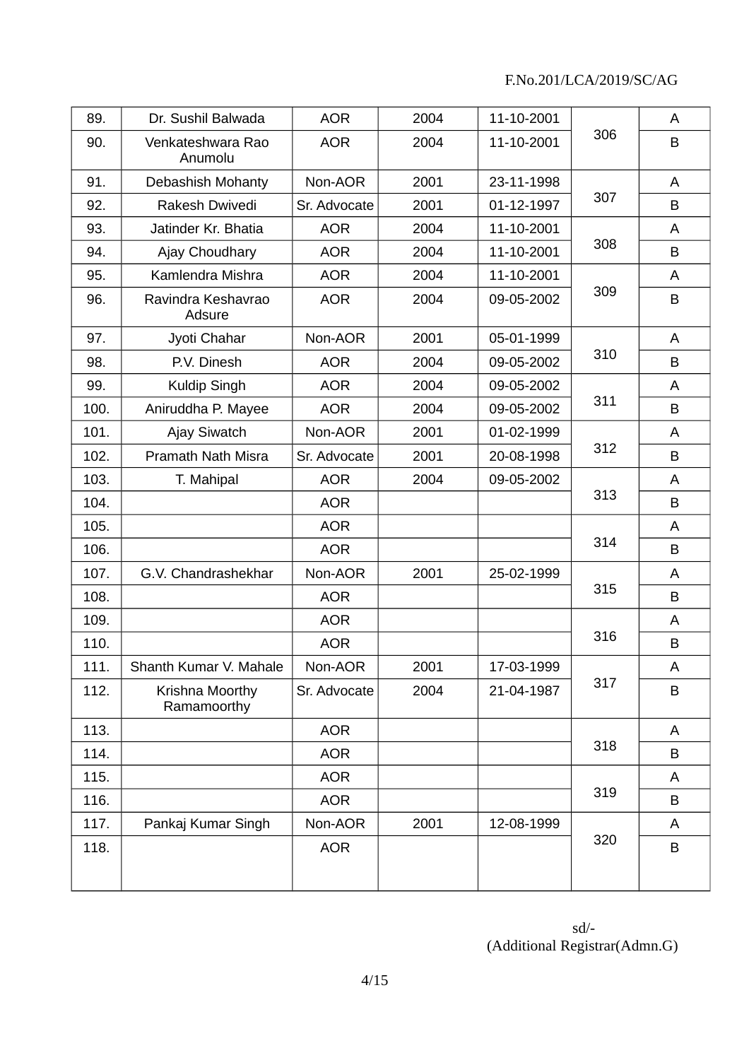F.No.201/LCA/2019/SC/AG

| | | | | | | |
|---|---|---|---|---|---|---|
| 89. | Dr. Sushil Balwada | AOR | 2004 | 11-10-2001 | 306 | A |
| 90. | Venkateshwara Rao Anumolu | AOR | 2004 | 11-10-2001 | | B |
| 91. | Debashish Mohanty | Non-AOR | 2001 | 23-11-1998 | 307 | A |
| 92. | Rakesh Dwivedi | Sr. Advocate | 2001 | 01-12-1997 | | B |
| 93. | Jatinder Kr. Bhatia | AOR | 2004 | 11-10-2001 | 308 | A |
| 94. | Ajay Choudhary | AOR | 2004 | 11-10-2001 | | B |
| 95. | Kamlendra Mishra | AOR | 2004 | 11-10-2001 | 309 | A |
| 96. | Ravindra Keshavrao Adsure | AOR | 2004 | 09-05-2002 | | B |
| 97. | Jyoti Chahar | Non-AOR | 2001 | 05-01-1999 | 310 | A |
| 98. | P.V. Dinesh | AOR | 2004 | 09-05-2002 | | B |
| 99. | Kuldip Singh | AOR | 2004 | 09-05-2002 | 311 | A |
| 100. | Aniruddha P. Mayee | AOR | 2004 | 09-05-2002 | | B |
| 101. | Ajay Siwatch | Non-AOR | 2001 | 01-02-1999 | 312 | A |
| 102. | Pramath Nath Misra | Sr. Advocate | 2001 | 20-08-1998 | | B |
| 103. | T. Mahipal | AOR | 2004 | 09-05-2002 | 313 | A |
| 104. | | AOR | | | | B |
| 105. | | AOR | | | 314 | A |
| 106. | | AOR | | | | B |
| 107. | G.V. Chandrashekhar | Non-AOR | 2001 | 25-02-1999 | 315 | A |
| 108. | | AOR | | | | B |
| 109. | | AOR | | | 316 | A |
| 110. | | AOR | | | | B |
| 111. | Shanth Kumar V. Mahale | Non-AOR | 2001 | 17-03-1999 | 317 | A |
| 112. | Krishna Moorthy Ramamoorthy | Sr. Advocate | 2004 | 21-04-1987 | | B |
| 113. | | AOR | | | 318 | A |
| 114. | | AOR | | | | B |
| 115. | | AOR | | | 319 | A |
| 116. | | AOR | | | | B |
| 117. | Pankaj Kumar Singh | Non-AOR | 2001 | 12-08-1999 | 320 | A |
| 118. | | AOR | | | | B |

sd/-
(Additional Registrar(Admn.G)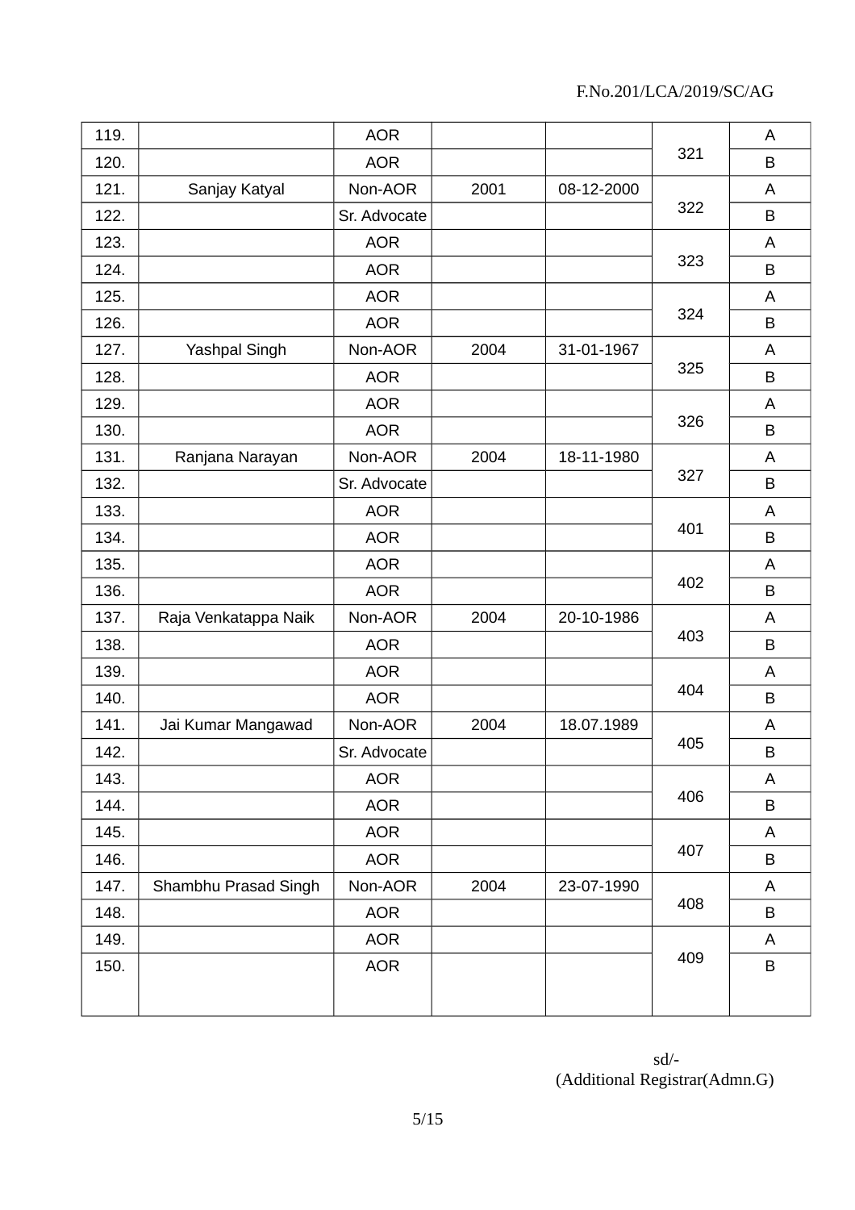F.No.201/LCA/2019/SC/AG

| | | | | | | |
|---|---|---|---|---|---|---|
| 119. | | AOR | | | 321 | A |
| 120. | | AOR | | | | B |
| 121. | Sanjay Katyal | Non-AOR | 2001 | 08-12-2000 | 322 | A |
| 122. | | Sr. Advocate | | | | B |
| 123. | | AOR | | | 323 | A |
| 124. | | AOR | | | | B |
| 125. | | AOR | | | 324 | A |
| 126. | | AOR | | | | B |
| 127. | Yashpal Singh | Non-AOR | 2004 | 31-01-1967 | 325 | A |
| 128. | | AOR | | | | B |
| 129. | | AOR | | | 326 | A |
| 130. | | AOR | | | | B |
| 131. | Ranjana Narayan | Non-AOR | 2004 | 18-11-1980 | 327 | A |
| 132. | | Sr. Advocate | | | | B |
| 133. | | AOR | | | 401 | A |
| 134. | | AOR | | | | B |
| 135. | | AOR | | | 402 | A |
| 136. | | AOR | | | | B |
| 137. | Raja Venkatappa Naik | Non-AOR | 2004 | 20-10-1986 | 403 | A |
| 138. | | AOR | | | | B |
| 139. | | AOR | | | 404 | A |
| 140. | | AOR | | | | B |
| 141. | Jai Kumar Mangawad | Non-AOR | 2004 | 18.07.1989 | 405 | A |
| 142. | | Sr. Advocate | | | | B |
| 143. | | AOR | | | 406 | A |
| 144. | | AOR | | | | B |
| 145. | | AOR | | | 407 | A |
| 146. | | AOR | | | | B |
| 147. | Shambhu Prasad Singh | Non-AOR | 2004 | 23-07-1990 | 408 | A |
| 148. | | AOR | | | | B |
| 149. | | AOR | | | 409 | A |
| 150. | | AOR | | | | B |

sd/-
(Additional Registrar(Admn.G)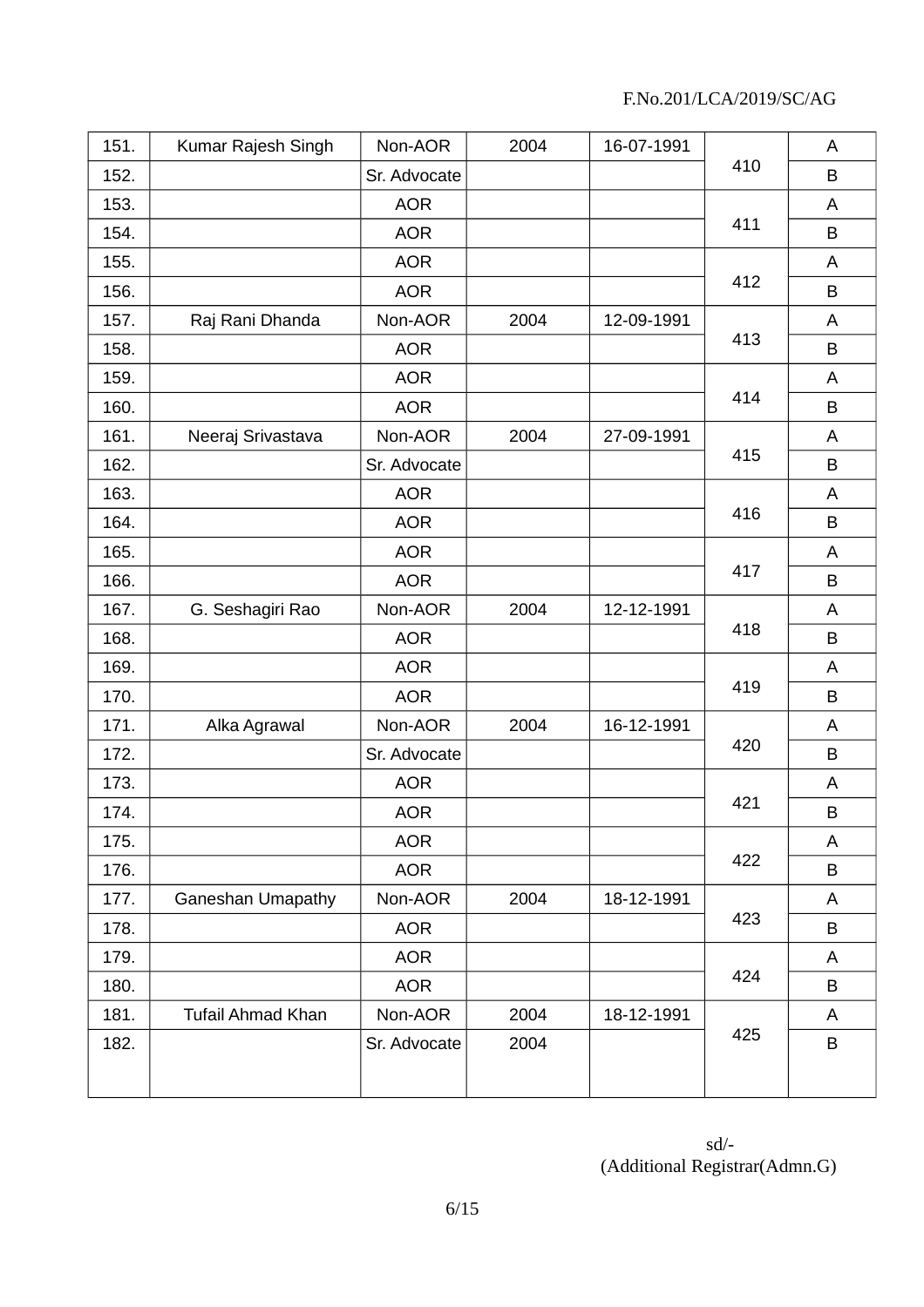F.No.201/LCA/2019/SC/AG

| | | | | | | |
|---|---|---|---|---|---|---|
| 151. | Kumar Rajesh Singh | Non-AOR | 2004 | 16-07-1991 | 410 | A |
| 152. | | Sr. Advocate | | | | B |
| 153. | | AOR | | | 411 | A |
| 154. | | AOR | | | | B |
| 155. | | AOR | | | 412 | A |
| 156. | | AOR | | | | B |
| 157. | Raj Rani Dhanda | Non-AOR | 2004 | 12-09-1991 | 413 | A |
| 158. | | AOR | | | | B |
| 159. | | AOR | | | 414 | A |
| 160. | | AOR | | | | B |
| 161. | Neeraj Srivastava | Non-AOR | 2004 | 27-09-1991 | 415 | A |
| 162. | | Sr. Advocate | | | | B |
| 163. | | AOR | | | 416 | A |
| 164. | | AOR | | | | B |
| 165. | | AOR | | | 417 | A |
| 166. | | AOR | | | | B |
| 167. | G. Seshagiri Rao | Non-AOR | 2004 | 12-12-1991 | 418 | A |
| 168. | | AOR | | | | B |
| 169. | | AOR | | | 419 | A |
| 170. | | AOR | | | | B |
| 171. | Alka Agrawal | Non-AOR | 2004 | 16-12-1991 | 420 | A |
| 172. | | Sr. Advocate | | | | B |
| 173. | | AOR | | | 421 | A |
| 174. | | AOR | | | | B |
| 175. | | AOR | | | 422 | A |
| 176. | | AOR | | | | B |
| 177. | Ganeshan Umapathy | Non-AOR | 2004 | 18-12-1991 | 423 | A |
| 178. | | AOR | | | | B |
| 179. | | AOR | | | 424 | A |
| 180. | | AOR | | | | B |
| 181. | Tufail Ahmad Khan | Non-AOR | 2004 | 18-12-1991 | 425 | A |
| 182. | | Sr. Advocate | 2004 | | | B |

sd/-
(Additional Registrar(Admn.G)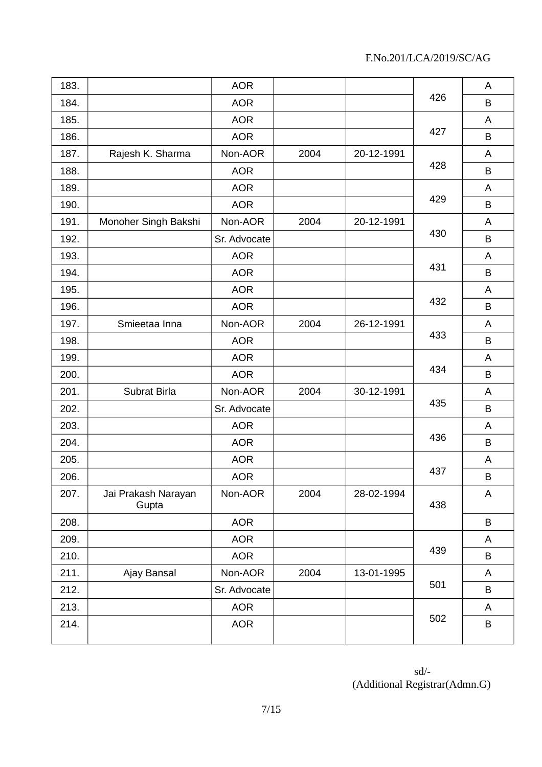F.No.201/LCA/2019/SC/AG

| | | | | | | |
|---|---|---|---|---|---|---|
| 183. | | AOR | | | 426 | A |
| 184. | | AOR | | | | B |
| 185. | | AOR | | | 427 | A |
| 186. | | AOR | | | | B |
| 187. | Rajesh K. Sharma | Non-AOR | 2004 | 20-12-1991 | 428 | A |
| 188. | | AOR | | | | B |
| 189. | | AOR | | | 429 | A |
| 190. | | AOR | | | | B |
| 191. | Monoher Singh Bakshi | Non-AOR | 2004 | 20-12-1991 | 430 | A |
| 192. | | Sr. Advocate | | | | B |
| 193. | | AOR | | | 431 | A |
| 194. | | AOR | | | | B |
| 195. | | AOR | | | 432 | A |
| 196. | | AOR | | | | B |
| 197. | Smieetaa Inna | Non-AOR | 2004 | 26-12-1991 | 433 | A |
| 198. | | AOR | | | | B |
| 199. | | AOR | | | 434 | A |
| 200. | | AOR | | | | B |
| 201. | Subrat Birla | Non-AOR | 2004 | 30-12-1991 | 435 | A |
| 202. | | Sr. Advocate | | | | B |
| 203. | | AOR | | | 436 | A |
| 204. | | AOR | | | | B |
| 205. | | AOR | | | 437 | A |
| 206. | | AOR | | | | B |
| 207. | Jai Prakash Narayan Gupta | Non-AOR | 2004 | 28-02-1994 | 438 | A |
| 208. | | AOR | | | | B |
| 209. | | AOR | | | 439 | A |
| 210. | | AOR | | | | B |
| 211. | Ajay Bansal | Non-AOR | 2004 | 13-01-1995 | 501 | A |
| 212. | | Sr. Advocate | | | | B |
| 213. | | AOR | | | 502 | A |
| 214. | | AOR | | | | B |

sd/-
(Additional Registrar(Admn.G)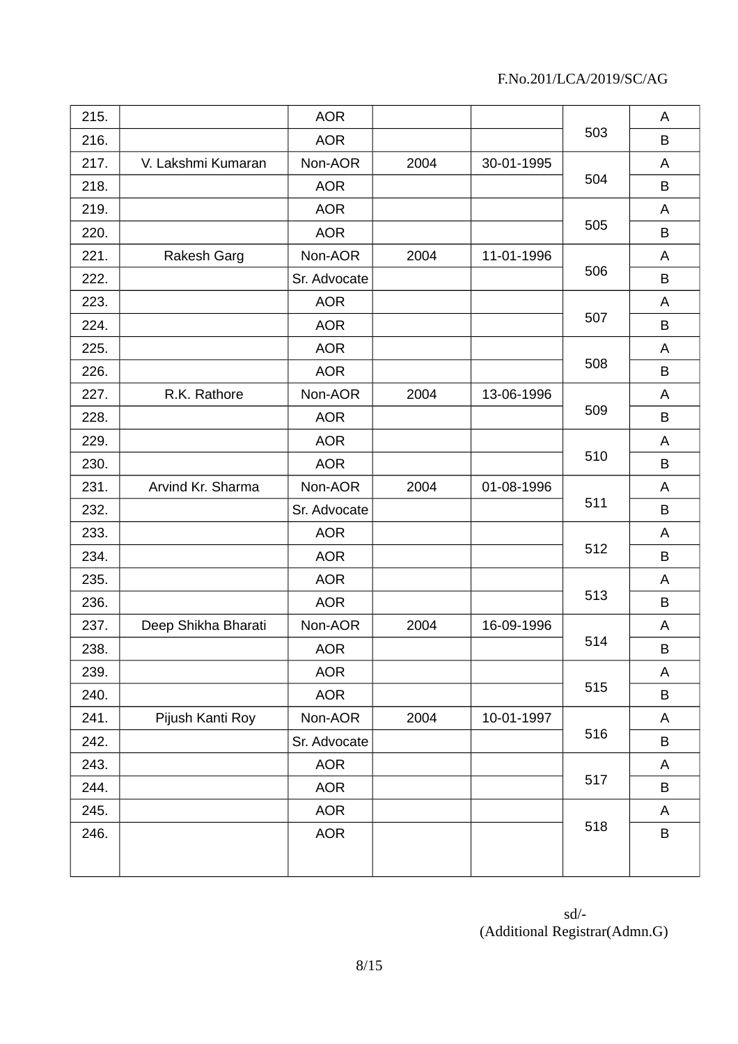F.No.201/LCA/2019/SC/AG

| | | | | | | |
|---|---|---|---|---|---|---|
| 215. | | AOR | | | 503 | A |
| 216. | | AOR | | | | B |
| 217. | V. Lakshmi Kumaran | Non-AOR | 2004 | 30-01-1995 | 504 | A |
| 218. | | AOR | | | | B |
| 219. | | AOR | | | 505 | A |
| 220. | | AOR | | | | B |
| 221. | Rakesh Garg | Non-AOR | 2004 | 11-01-1996 | 506 | A |
| 222. | | Sr. Advocate | | | | B |
| 223. | | AOR | | | 507 | A |
| 224. | | AOR | | | | B |
| 225. | | AOR | | | 508 | A |
| 226. | | AOR | | | | B |
| 227. | R.K. Rathore | Non-AOR | 2004 | 13-06-1996 | 509 | A |
| 228. | | AOR | | | | B |
| 229. | | AOR | | | 510 | A |
| 230. | | AOR | | | | B |
| 231. | Arvind Kr. Sharma | Non-AOR | 2004 | 01-08-1996 | 511 | A |
| 232. | | Sr. Advocate | | | | B |
| 233. | | AOR | | | 512 | A |
| 234. | | AOR | | | | B |
| 235. | | AOR | | | 513 | A |
| 236. | | AOR | | | | B |
| 237. | Deep Shikha Bharati | Non-AOR | 2004 | 16-09-1996 | 514 | A |
| 238. | | AOR | | | | B |
| 239. | | AOR | | | 515 | A |
| 240. | | AOR | | | | B |
| 241. | Pijush Kanti Roy | Non-AOR | 2004 | 10-01-1997 | 516 | A |
| 242. | | Sr. Advocate | | | | B |
| 243. | | AOR | | | 517 | A |
| 244. | | AOR | | | | B |
| 245. | | AOR | | | 518 | A |
| 246. | | AOR | | | | B |

sd/-
(Additional Registrar(Admn.G)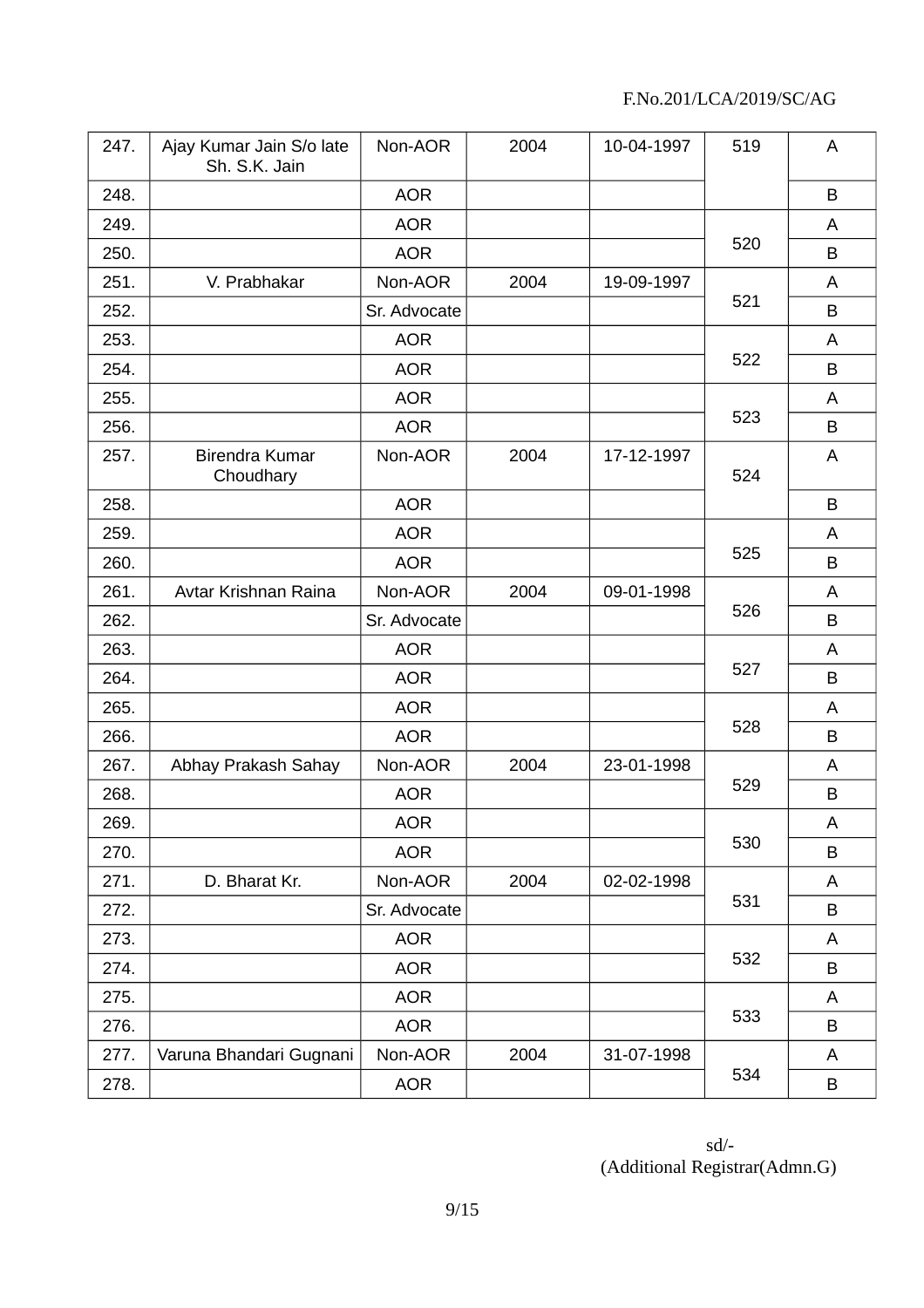F.No.201/LCA/2019/SC/AG

| | | | | | | |
|---|---|---|---|---|---|---|
| 247. | Ajay Kumar Jain S/o late Sh. S.K. Jain | Non-AOR | 2004 | 10-04-1997 | 519 | A |
| 248. | | AOR | | | | B |
| 249. | | AOR | | | 520 | A |
| 250. | | AOR | | | | B |
| 251. | V. Prabhakar | Non-AOR | 2004 | 19-09-1997 | 521 | A |
| 252. | | Sr. Advocate | | | | B |
| 253. | | AOR | | | 522 | A |
| 254. | | AOR | | | | B |
| 255. | | AOR | | | 523 | A |
| 256. | | AOR | | | | B |
| 257. | Birendra Kumar Choudhary | Non-AOR | 2004 | 17-12-1997 | 524 | A |
| 258. | | AOR | | | | B |
| 259. | | AOR | | | 525 | A |
| 260. | | AOR | | | | B |
| 261. | Avtar Krishnan Raina | Non-AOR | 2004 | 09-01-1998 | 526 | A |
| 262. | | Sr. Advocate | | | | B |
| 263. | | AOR | | | 527 | A |
| 264. | | AOR | | | | B |
| 265. | | AOR | | | 528 | A |
| 266. | | AOR | | | | B |
| 267. | Abhay Prakash Sahay | Non-AOR | 2004 | 23-01-1998 | 529 | A |
| 268. | | AOR | | | | B |
| 269. | | AOR | | | 530 | A |
| 270. | | AOR | | | | B |
| 271. | D. Bharat Kr. | Non-AOR | 2004 | 02-02-1998 | 531 | A |
| 272. | | Sr. Advocate | | | | B |
| 273. | | AOR | | | 532 | A |
| 274. | | AOR | | | | B |
| 275. | | AOR | | | 533 | A |
| 276. | | AOR | | | | B |
| 277. | Varuna Bhandari Gugnani | Non-AOR | 2004 | 31-07-1998 | 534 | A |
| 278. | | AOR | | | | B |

sd/-
(Additional Registrar(Admn.G)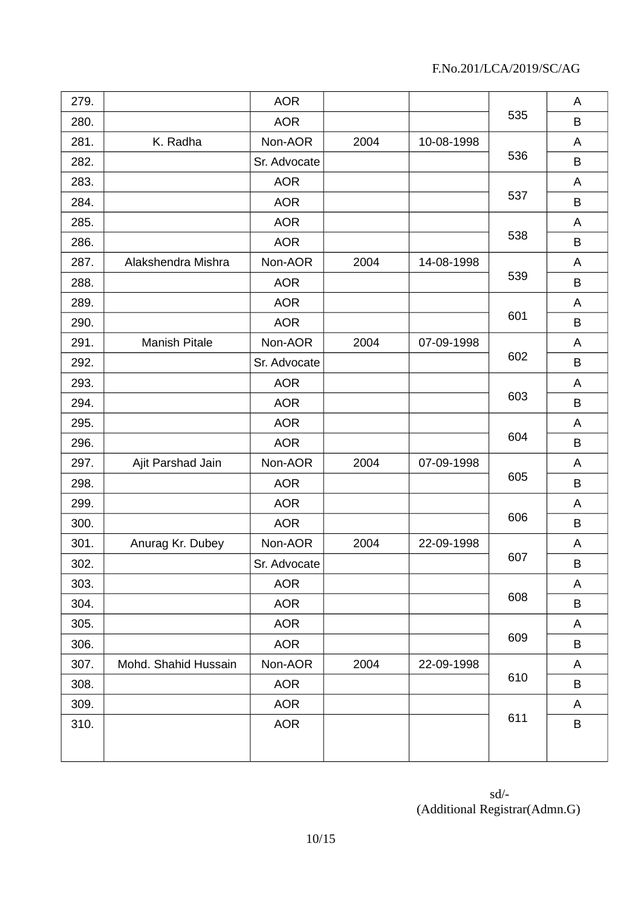F.No.201/LCA/2019/SC/AG

| | | | | | | |
|---|---|---|---|---|---|---|
| 279. | | AOR | | | 535 | A |
| 280. | | AOR | | | | B |
| 281. | K. Radha | Non-AOR | 2004 | 10-08-1998 | 536 | A |
| 282. | | Sr. Advocate | | | | B |
| 283. | | AOR | | | 537 | A |
| 284. | | AOR | | | | B |
| 285. | | AOR | | | 538 | A |
| 286. | | AOR | | | | B |
| 287. | Alakshendra Mishra | Non-AOR | 2004 | 14-08-1998 | 539 | A |
| 288. | | AOR | | | | B |
| 289. | | AOR | | | 601 | A |
| 290. | | AOR | | | | B |
| 291. | Manish Pitale | Non-AOR | 2004 | 07-09-1998 | 602 | A |
| 292. | | Sr. Advocate | | | | B |
| 293. | | AOR | | | 603 | A |
| 294. | | AOR | | | | B |
| 295. | | AOR | | | 604 | A |
| 296. | | AOR | | | | B |
| 297. | Ajit Parshad Jain | Non-AOR | 2004 | 07-09-1998 | 605 | A |
| 298. | | AOR | | | | B |
| 299. | | AOR | | | 606 | A |
| 300. | | AOR | | | | B |
| 301. | Anurag Kr. Dubey | Non-AOR | 2004 | 22-09-1998 | 607 | A |
| 302. | | Sr. Advocate | | | | B |
| 303. | | AOR | | | 608 | A |
| 304. | | AOR | | | | B |
| 305. | | AOR | | | 609 | A |
| 306. | | AOR | | | | B |
| 307. | Mohd. Shahid Hussain | Non-AOR | 2004 | 22-09-1998 | 610 | A |
| 308. | | AOR | | | | B |
| 309. | | AOR | | | 611 | A |
| 310. | | AOR | | | | B |

sd/-
(Additional Registrar(Admn.G)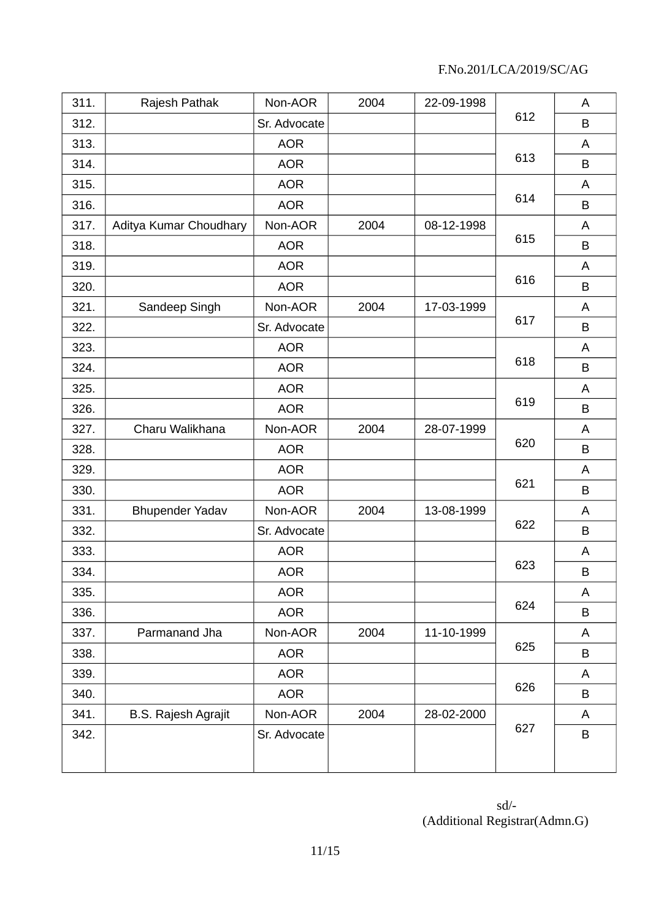F.No.201/LCA/2019/SC/AG

| | | | | | | |
|---|---|---|---|---|---|---|
| 311. | Rajesh Pathak | Non-AOR | 2004 | 22-09-1998 | 612 | A |
| 312. | | Sr. Advocate | | | | B |
| 313. | | AOR | | | 613 | A |
| 314. | | AOR | | | | B |
| 315. | | AOR | | | 614 | A |
| 316. | | AOR | | | | B |
| 317. | Aditya Kumar Choudhary | Non-AOR | 2004 | 08-12-1998 | 615 | A |
| 318. | | AOR | | | | B |
| 319. | | AOR | | | 616 | A |
| 320. | | AOR | | | | B |
| 321. | Sandeep Singh | Non-AOR | 2004 | 17-03-1999 | 617 | A |
| 322. | | Sr. Advocate | | | | B |
| 323. | | AOR | | | 618 | A |
| 324. | | AOR | | | | B |
| 325. | | AOR | | | 619 | A |
| 326. | | AOR | | | | B |
| 327. | Charu Walikhana | Non-AOR | 2004 | 28-07-1999 | 620 | A |
| 328. | | AOR | | | | B |
| 329. | | AOR | | | 621 | A |
| 330. | | AOR | | | | B |
| 331. | Bhupender Yadav | Non-AOR | 2004 | 13-08-1999 | 622 | A |
| 332. | | Sr. Advocate | | | | B |
| 333. | | AOR | | | 623 | A |
| 334. | | AOR | | | | B |
| 335. | | AOR | | | 624 | A |
| 336. | | AOR | | | | B |
| 337. | Parmanand Jha | Non-AOR | 2004 | 11-10-1999 | 625 | A |
| 338. | | AOR | | | | B |
| 339. | | AOR | | | 626 | A |
| 340. | | AOR | | | | B |
| 341. | B.S. Rajesh Agrajit | Non-AOR | 2004 | 28-02-2000 | 627 | A |
| 342. | | Sr. Advocate | | | | B |

sd/-
(Additional Registrar(Admn.G)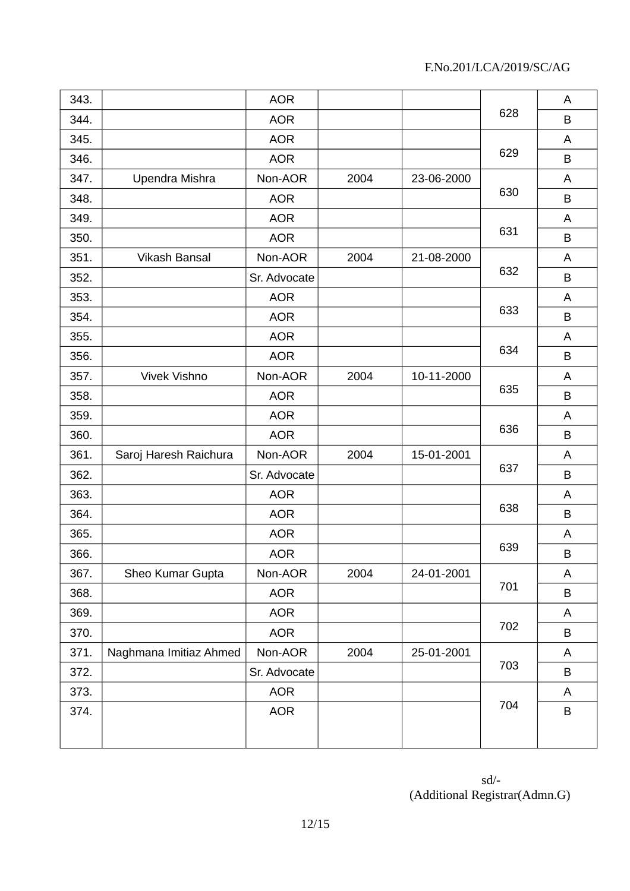F.No.201/LCA/2019/SC/AG

| | | | | | | |
|---|---|---|---|---|---|---|
| 343. | | AOR | | | 628 | A |
| 344. | | AOR | | | | B |
| 345. | | AOR | | | 629 | A |
| 346. | | AOR | | | | B |
| 347. | Upendra Mishra | Non-AOR | 2004 | 23-06-2000 | 630 | A |
| 348. | | AOR | | | | B |
| 349. | | AOR | | | 631 | A |
| 350. | | AOR | | | | B |
| 351. | Vikash Bansal | Non-AOR | 2004 | 21-08-2000 | 632 | A |
| 352. | | Sr. Advocate | | | | B |
| 353. | | AOR | | | 633 | A |
| 354. | | AOR | | | | B |
| 355. | | AOR | | | 634 | A |
| 356. | | AOR | | | | B |
| 357. | Vivek Vishno | Non-AOR | 2004 | 10-11-2000 | 635 | A |
| 358. | | AOR | | | | B |
| 359. | | AOR | | | 636 | A |
| 360. | | AOR | | | | B |
| 361. | Saroj Haresh Raichura | Non-AOR | 2004 | 15-01-2001 | 637 | A |
| 362. | | Sr. Advocate | | | | B |
| 363. | | AOR | | | 638 | A |
| 364. | | AOR | | | | B |
| 365. | | AOR | | | 639 | A |
| 366. | | AOR | | | | B |
| 367. | Sheo Kumar Gupta | Non-AOR | 2004 | 24-01-2001 | 701 | A |
| 368. | | AOR | | | | B |
| 369. | | AOR | | | 702 | A |
| 370. | | AOR | | | | B |
| 371. | Naghmana Imitiaz Ahmed | Non-AOR | 2004 | 25-01-2001 | 703 | A |
| 372. | | Sr. Advocate | | | | B |
| 373. | | AOR | | | 704 | A |
| 374. | | AOR | | | | B |

sd/-
(Additional Registrar(Admn.G)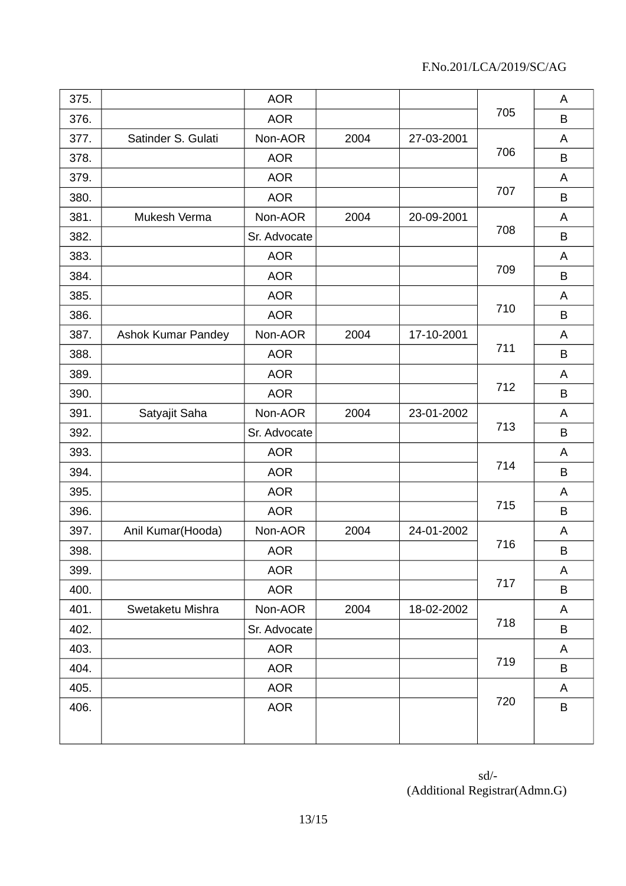F.No.201/LCA/2019/SC/AG

| 375. | | AOR | | | 705 | A |
|---|---|---|---|---|---|---|
| 376. | | AOR | | | | B |
| 377. | Satinder S. Gulati | Non-AOR | 2004 | 27-03-2001 | 706 | A |
| 378. | | AOR | | | | B |
| 379. | | AOR | | | 707 | A |
| 380. | | AOR | | | | B |
| 381. | Mukesh Verma | Non-AOR | 2004 | 20-09-2001 | 708 | A |
| 382. | | Sr. Advocate | | | | B |
| 383. | | AOR | | | 709 | A |
| 384. | | AOR | | | | B |
| 385. | | AOR | | | 710 | A |
| 386. | | AOR | | | | B |
| 387. | Ashok Kumar Pandey | Non-AOR | 2004 | 17-10-2001 | 711 | A |
| 388. | | AOR | | | | B |
| 389. | | AOR | | | 712 | A |
| 390. | | AOR | | | | B |
| 391. | Satyajit Saha | Non-AOR | 2004 | 23-01-2002 | 713 | A |
| 392. | | Sr. Advocate | | | | B |
| 393. | | AOR | | | 714 | A |
| 394. | | AOR | | | | B |
| 395. | | AOR | | | 715 | A |
| 396. | | AOR | | | | B |
| 397. | Anil Kumar(Hooda) | Non-AOR | 2004 | 24-01-2002 | 716 | A |
| 398. | | AOR | | | | B |
| 399. | | AOR | | | 717 | A |
| 400. | | AOR | | | | B |
| 401. | Swetaketu Mishra | Non-AOR | 2004 | 18-02-2002 | 718 | A |
| 402. | | Sr. Advocate | | | | B |
| 403. | | AOR | | | 719 | A |
| 404. | | AOR | | | | B |
| 405. | | AOR | | | 720 | A |
| 406. | | AOR | | | | B |

sd/-
(Additional Registrar(Admn.G)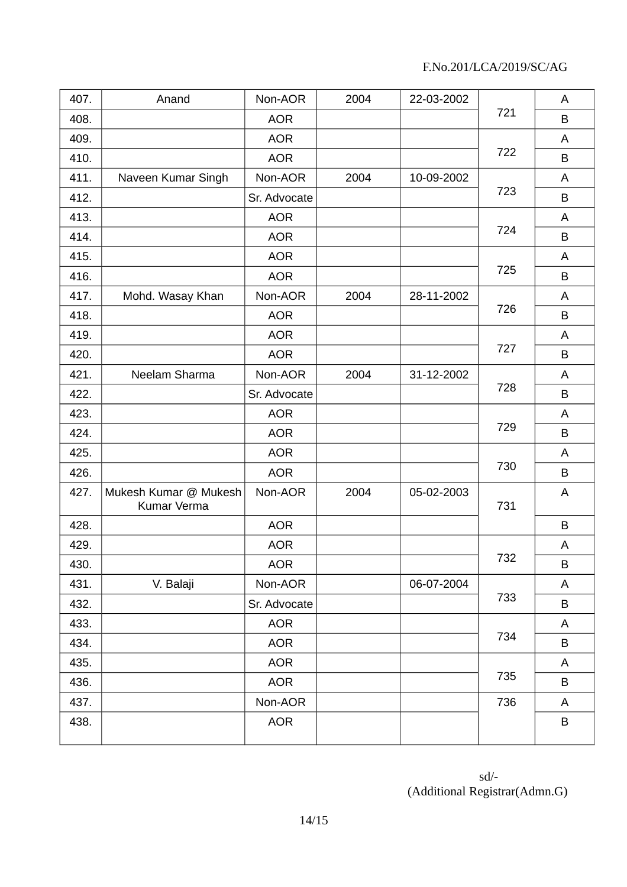F.No.201/LCA/2019/SC/AG

| | | | | | | |
|---|---|---|---|---|---|---|
| 407. | Anand | Non-AOR | 2004 | 22-03-2002 | 721 | A |
| 408. | | AOR | | | | B |
| 409. | | AOR | | | 722 | A |
| 410. | | AOR | | | | B |
| 411. | Naveen Kumar Singh | Non-AOR | 2004 | 10-09-2002 | 723 | A |
| 412. | | Sr. Advocate | | | | B |
| 413. | | AOR | | | 724 | A |
| 414. | | AOR | | | | B |
| 415. | | AOR | | | 725 | A |
| 416. | | AOR | | | | B |
| 417. | Mohd. Wasay Khan | Non-AOR | 2004 | 28-11-2002 | 726 | A |
| 418. | | AOR | | | | B |
| 419. | | AOR | | | 727 | A |
| 420. | | AOR | | | | B |
| 421. | Neelam Sharma | Non-AOR | 2004 | 31-12-2002 | 728 | A |
| 422. | | Sr. Advocate | | | | B |
| 423. | | AOR | | | 729 | A |
| 424. | | AOR | | | | B |
| 425. | | AOR | | | 730 | A |
| 426. | | AOR | | | | B |
| 427. | Mukesh Kumar @ Mukesh Kumar Verma | Non-AOR | 2004 | 05-02-2003 | 731 | A |
| 428. | | AOR | | | | B |
| 429. | | AOR | | | 732 | A |
| 430. | | AOR | | | | B |
| 431. | V. Balaji | Non-AOR | | 06-07-2004 | 733 | A |
| 432. | | Sr. Advocate | | | | B |
| 433. | | AOR | | | 734 | A |
| 434. | | AOR | | | | B |
| 435. | | AOR | | | 735 | A |
| 436. | | AOR | | | | B |
| 437. | | Non-AOR | | | 736 | A |
| 438. | | AOR | | | | B |

sd/-
(Additional Registrar(Admn.G)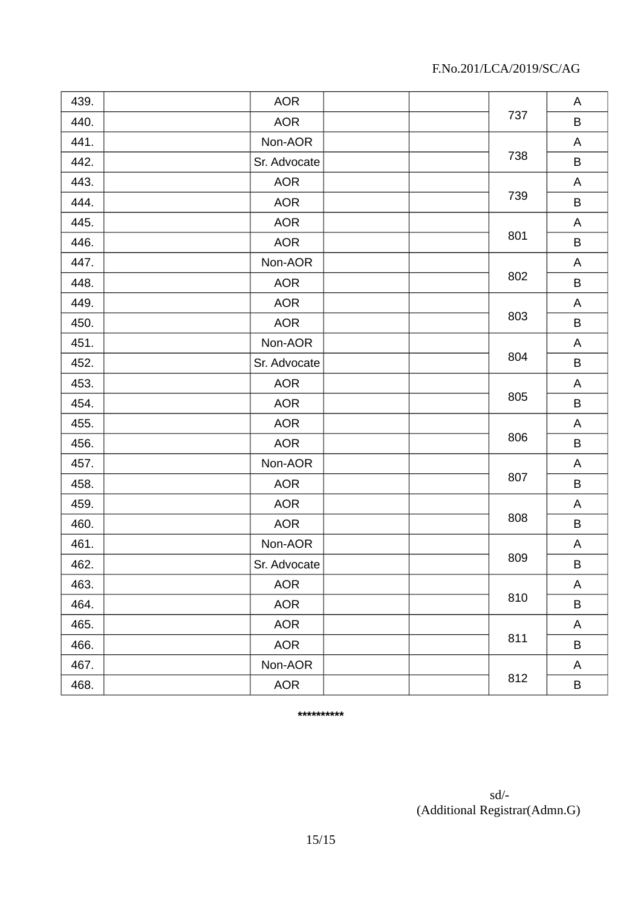F.No.201/LCA/2019/SC/AG

| | | | | | | |
|---|---|---|---|---|---|---|
| 439. | | AOR | | | 737 | A |
| 440. | | AOR | | | | B |
| 441. | | Non-AOR | | | 738 | A |
| 442. | | Sr. Advocate | | | | B |
| 443. | | AOR | | | 739 | A |
| 444. | | AOR | | | | B |
| 445. | | AOR | | | 801 | A |
| 446. | | AOR | | | | B |
| 447. | | Non-AOR | | | 802 | A |
| 448. | | AOR | | | | B |
| 449. | | AOR | | | 803 | A |
| 450. | | AOR | | | | B |
| 451. | | Non-AOR | | | 804 | A |
| 452. | | Sr. Advocate | | | | B |
| 453. | | AOR | | | 805 | A |
| 454. | | AOR | | | | B |
| 455. | | AOR | | | 806 | A |
| 456. | | AOR | | | | B |
| 457. | | Non-AOR | | | 807 | A |
| 458. | | AOR | | | | B |
| 459. | | AOR | | | 808 | A |
| 460. | | AOR | | | | B |
| 461. | | Non-AOR | | | 809 | A |
| 462. | | Sr. Advocate | | | | B |
| 463. | | AOR | | | 810 | A |
| 464. | | AOR | | | | B |
| 465. | | AOR | | | 811 | A |
| 466. | | AOR | | | | B |
| 467. | | Non-AOR | | | 812 | A |
| 468. | | AOR | | | | B |

**********

sd/-
(Additional Registrar(Admn.G)